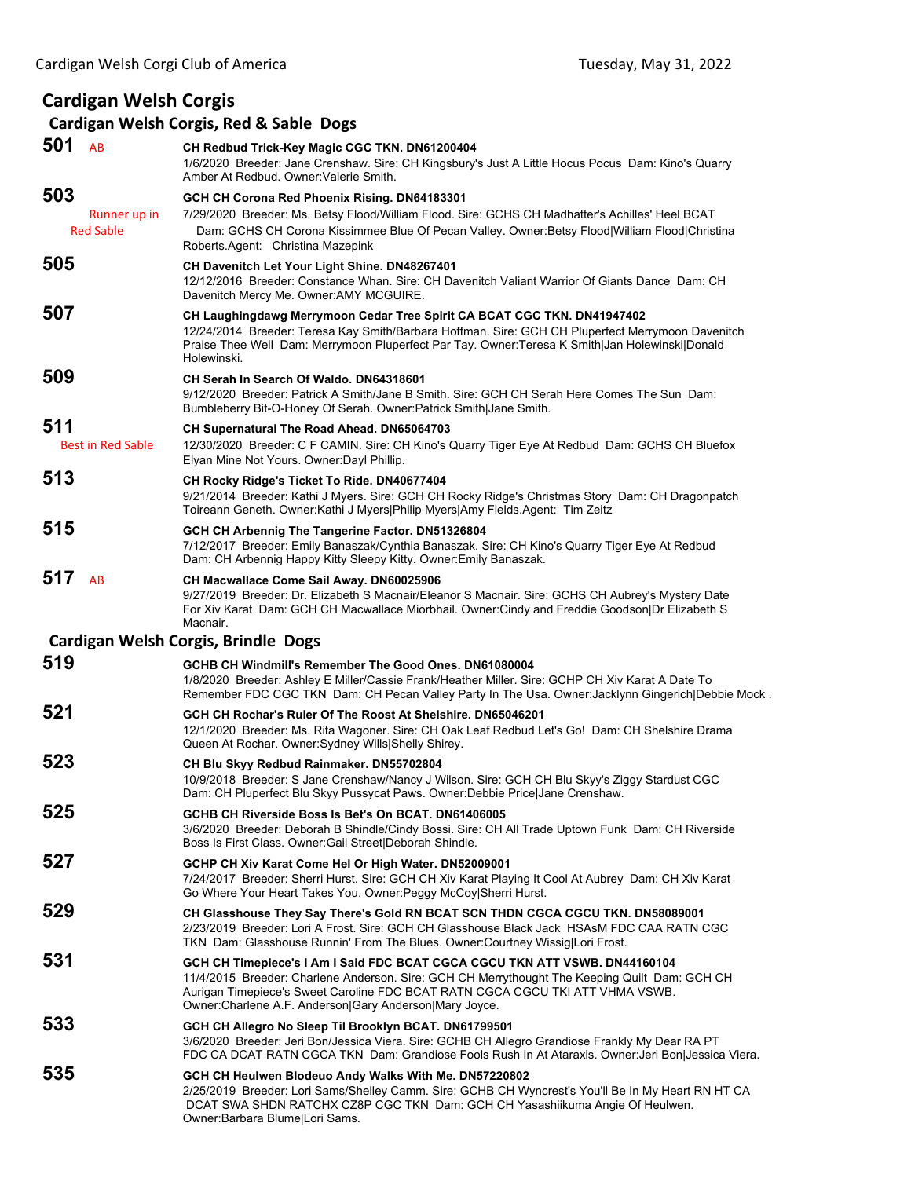# Cardigan Welsh Corgis

## Cardigan Welsh Corgis, Red & Sable Dogs

**501** AB

**CH Redbud Trick-Key Magic CGC TKN. DN61200404**
1/6/2020 Breeder: Jane Crenshaw. Sire: CH Kingsbury's Just A Little Hocus Pocus Dam: Kino's Quarry Amber At Redbud. Owner:Valerie Smith.

**503** Runner up in Red Sable

**GCH CH Corona Red Phoenix Rising. DN64183301**
7/29/2020 Breeder: Ms. Betsy Flood/William Flood. Sire: GCHS CH Madhatter's Achilles' Heel BCAT Dam: GCHS CH Corona Kissimmee Blue Of Pecan Valley. Owner:Betsy Flood|William Flood|Christina Roberts.Agent: Christina Mazepink

**505**

**CH Davenitch Let Your Light Shine. DN48267401**
12/12/2016 Breeder: Constance Whan. Sire: CH Davenitch Valiant Warrior Of Giants Dance Dam: CH Davenitch Mercy Me. Owner:AMY MCGUIRE.

**507**

**CH Laughingdawg Merrymoon Cedar Tree Spirit CA BCAT CGC TKN. DN41947402**
12/24/2014 Breeder: Teresa Kay Smith/Barbara Hoffman. Sire: GCH CH Pluperfect Merrymoon Davenitch Praise Thee Well Dam: Merrymoon Pluperfect Par Tay. Owner:Teresa K Smith|Jan Holewinski|Donald Holewinski.

**509**

**CH Serah In Search Of Waldo. DN64318601**
9/12/2020 Breeder: Patrick A Smith/Jane B Smith. Sire: GCH CH Serah Here Comes The Sun Dam: Bumbleberry Bit-O-Honey Of Serah. Owner:Patrick Smith|Jane Smith.

**511** Best in Red Sable

**CH Supernatural The Road Ahead. DN65064703**
12/30/2020 Breeder: C F CAMIN. Sire: CH Kino's Quarry Tiger Eye At Redbud Dam: GCHS CH Bluefox Elyan Mine Not Yours. Owner:Dayl Phillip.

**513**

**CH Rocky Ridge's Ticket To Ride. DN40677404**
9/21/2014 Breeder: Kathi J Myers. Sire: GCH CH Rocky Ridge's Christmas Story Dam: CH Dragonpatch Toireann Geneth. Owner:Kathi J Myers|Philip Myers|Amy Fields.Agent: Tim Zeitz

**515**

**GCH CH Arbennig The Tangerine Factor. DN51326804**
7/12/2017 Breeder: Emily Banaszak/Cynthia Banaszak. Sire: CH Kino's Quarry Tiger Eye At Redbud Dam: CH Arbennig Happy Kitty Sleepy Kitty. Owner:Emily Banaszak.

**517** AB

**CH Macwallace Come Sail Away. DN60025906**
9/27/2019 Breeder: Dr. Elizabeth S Macnair/Eleanor S Macnair. Sire: GCHS CH Aubrey's Mystery Date For Xiv Karat Dam: GCH CH Macwallace Miorbhail. Owner:Cindy and Freddie Goodson|Dr Elizabeth S Macnair.

## Cardigan Welsh Corgis, Brindle Dogs

**519**

**GCHB CH Windmill's Remember The Good Ones. DN61080004**
1/8/2020 Breeder: Ashley E Miller/Cassie Frank/Heather Miller. Sire: GCHP CH Xiv Karat A Date To Remember FDC CGC TKN Dam: CH Pecan Valley Party In The Usa. Owner:Jacklynn Gingerich|Debbie Mock .

**521**

**GCH CH Rochar's Ruler Of The Roost At Shelshire. DN65046201**
12/1/2020 Breeder: Ms. Rita Wagoner. Sire: CH Oak Leaf Redbud Let's Go! Dam: CH Shelshire Drama Queen At Rochar. Owner:Sydney Wills|Shelly Shirey.

**523**

**CH Blu Skyy Redbud Rainmaker. DN55702804**
10/9/2018 Breeder: S Jane Crenshaw/Nancy J Wilson. Sire: GCH CH Blu Skyy's Ziggy Stardust CGC Dam: CH Pluperfect Blu Skyy Pussycat Paws. Owner:Debbie Price|Jane Crenshaw.

**525**

**GCHB CH Riverside Boss Is Bet's On BCAT. DN61406005**
3/6/2020 Breeder: Deborah B Shindle/Cindy Bossi. Sire: CH All Trade Uptown Funk Dam: CH Riverside Boss Is First Class. Owner:Gail Street|Deborah Shindle.

**527**

**GCHP CH Xiv Karat Come Hel Or High Water. DN52009001**
7/24/2017 Breeder: Sherri Hurst. Sire: GCH CH Xiv Karat Playing It Cool At Aubrey Dam: CH Xiv Karat Go Where Your Heart Takes You. Owner:Peggy McCoy|Sherri Hurst.

**529**

**CH Glasshouse They Say There's Gold RN BCAT SCN THDN CGCA CGCU TKN. DN58089001**
2/23/2019 Breeder: Lori A Frost. Sire: GCH CH Glasshouse Black Jack HSAsM FDC CAA RATN CGC TKN Dam: Glasshouse Runnin' From The Blues. Owner:Courtney Wissig|Lori Frost.

**531**

**GCH CH Timepiece's I Am I Said FDC BCAT CGCA CGCU TKN ATT VSWB. DN44160104**
11/4/2015 Breeder: Charlene Anderson. Sire: GCH CH Merrythought The Keeping Quilt Dam: GCH CH Aurigan Timepiece's Sweet Caroline FDC BCAT RATN CGCA CGCU TKI ATT VHMA VSWB. Owner:Charlene A.F. Anderson|Gary Anderson|Mary Joyce.

**533**

**GCH CH Allegro No Sleep Til Brooklyn BCAT. DN61799501**
3/6/2020 Breeder: Jeri Bon/Jessica Viera. Sire: GCHB CH Allegro Grandiose Frankly My Dear RA PT FDC CA DCAT RATN CGCA TKN Dam: Grandiose Fools Rush In At Ataraxis. Owner:Jeri Bon|Jessica Viera.

**535**

**GCH CH Heulwen Blodeuo Andy Walks With Me. DN57220802**
2/25/2019 Breeder: Lori Sams/Shelley Camm. Sire: GCHB CH Wyncrest's You'll Be In My Heart RN HT CA DCAT SWA SHDN RATCHX CZ8P CGC TKN Dam: GCH CH Yasashiikuma Angie Of Heulwen. Owner:Barbara Blume|Lori Sams.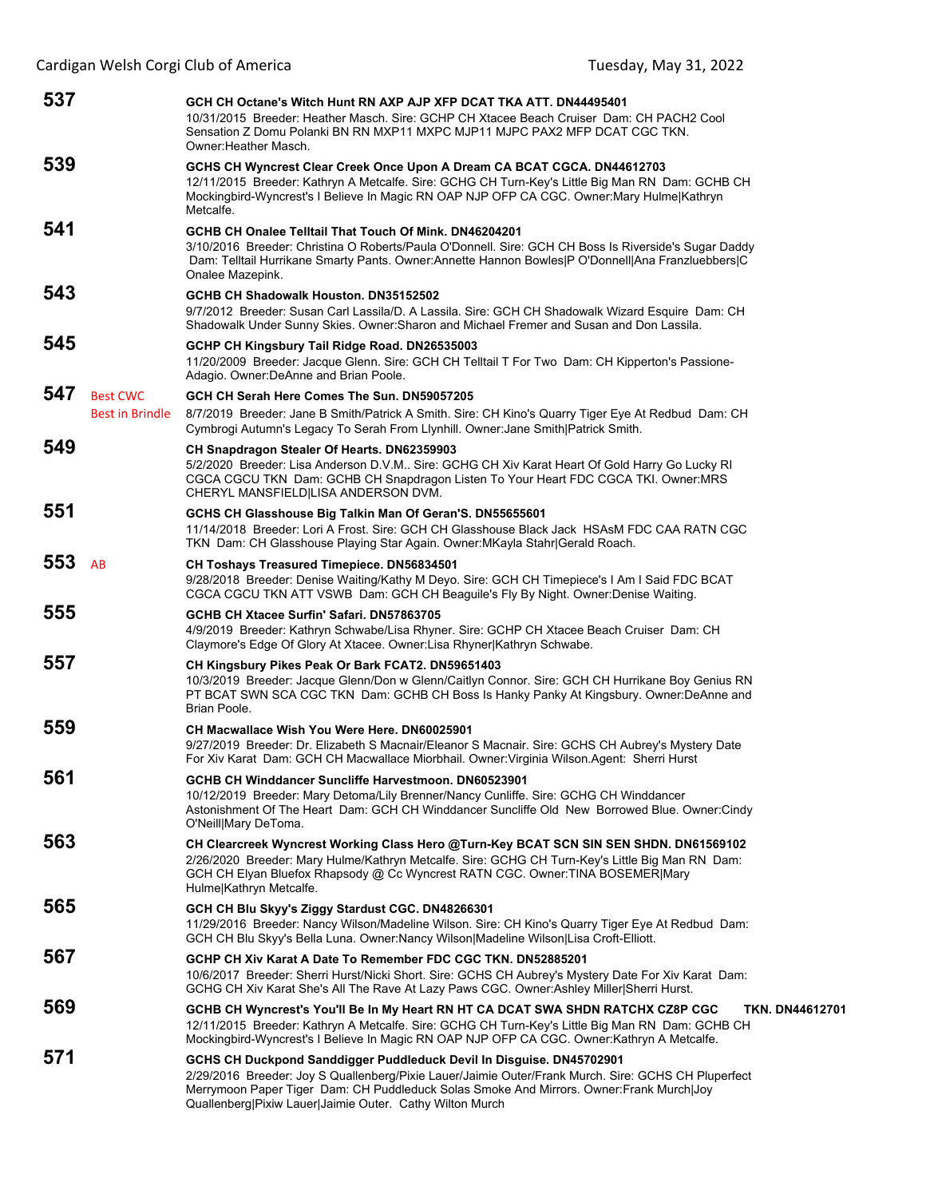**537** GCH CH Octane's Witch Hunt RN AXP AJP XFP DCAT TKA ATT. DN44495401
10/31/2015 Breeder: Heather Masch. Sire: GCHP CH Xtacee Beach Cruiser Dam: CH PACH2 Cool Sensation Z Domu Polanki BN RN MXP11 MXPC MJP11 MJPC PAX2 MFP DCAT CGC TKN. Owner:Heather Masch.

**539** GCHS CH Wyncrest Clear Creek Once Upon A Dream CA BCAT CGCA. DN44612703
12/11/2015 Breeder: Kathryn A Metcalfe. Sire: GCHG CH Turn-Key's Little Big Man RN Dam: GCHB CH Mockingbird-Wyncrest's I Believe In Magic RN OAP NJP OFP CA CGC. Owner:Mary Hulme|Kathryn Metcalfe.

**541** GCHB CH Onalee Telltail That Touch Of Mink. DN46204201
3/10/2016 Breeder: Christina O Roberts/Paula O'Donnell. Sire: GCH CH Boss Is Riverside's Sugar Daddy Dam: Telltail Hurrikane Smarty Pants. Owner:Annette Hannon Bowles|P O'Donnell|Ana Franzluebbers|C Onalee Mazepink.

**543** GCHB CH Shadowalk Houston. DN35152502
9/7/2012 Breeder: Susan Carl Lassila/D. A Lassila. Sire: GCH CH Shadowalk Wizard Esquire Dam: CH Shadowalk Under Sunny Skies. Owner:Sharon and Michael Fremer and Susan and Don Lassila.

**545** GCHP CH Kingsbury Tail Ridge Road. DN26535003
11/20/2009 Breeder: Jacque Glenn. Sire: GCH CH Telltail T For Two Dam: CH Kipperton's Passione-Adagio. Owner:DeAnne and Brian Poole.

**547** Best CWC, Best in Brindle — GCH CH Serah Here Comes The Sun. DN59057205
8/7/2019 Breeder: Jane B Smith/Patrick A Smith. Sire: CH Kino's Quarry Tiger Eye At Redbud Dam: CH Cymbrogi Autumn's Legacy To Serah From Llynhill. Owner:Jane Smith|Patrick Smith.

**549** CH Snapdragon Stealer Of Hearts. DN62359903
5/2/2020 Breeder: Lisa Anderson D.V.M.. Sire: GCHG CH Xiv Karat Heart Of Gold Harry Go Lucky RI CGCA CGCU TKN Dam: GCHB CH Snapdragon Listen To Your Heart FDC CGCA TKI. Owner:MRS CHERYL MANSFIELD|LISA ANDERSON DVM.

**551** GCHS CH Glasshouse Big Talkin Man Of Geran'S. DN55655601
11/14/2018 Breeder: Lori A Frost. Sire: GCH CH Glasshouse Black Jack HSAsM FDC CAA RATN CGC TKN Dam: CH Glasshouse Playing Star Again. Owner:MKayla Stahr|Gerald Roach.

**553** AB — CH Toshays Treasured Timepiece. DN56834501
9/28/2018 Breeder: Denise Waiting/Kathy M Deyo. Sire: GCH CH Timepiece's I Am I Said FDC BCAT CGCA CGCU TKN ATT VSWB Dam: GCH CH Beaguile's Fly By Night. Owner:Denise Waiting.

**555** GCHB CH Xtacee Surfin' Safari. DN57863705
4/9/2019 Breeder: Kathryn Schwabe/Lisa Rhyner. Sire: GCHP CH Xtacee Beach Cruiser Dam: CH Claymore's Edge Of Glory At Xtacee. Owner:Lisa Rhyner|Kathryn Schwabe.

**557** CH Kingsbury Pikes Peak Or Bark FCAT2. DN59651403
10/3/2019 Breeder: Jacque Glenn/Don w Glenn/Caitlyn Connor. Sire: GCH CH Hurrikane Boy Genius RN PT BCAT SWN SCA CGC TKN Dam: GCHB CH Boss Is Hanky Panky At Kingsbury. Owner:DeAnne and Brian Poole.

**559** CH Macwallace Wish You Were Here. DN60025901
9/27/2019 Breeder: Dr. Elizabeth S Macnair/Eleanor S Macnair. Sire: GCHS CH Aubrey's Mystery Date For Xiv Karat Dam: GCH CH Macwallace Miorbhail. Owner:Virginia Wilson.Agent: Sherri Hurst

**561** GCHB CH Winddancer Suncliffe Harvestmoon. DN60523901
10/12/2019 Breeder: Mary Detoma/Lily Brenner/Nancy Cunliffe. Sire: GCHG CH Winddancer Astonishment Of The Heart Dam: GCH CH Winddancer Suncliffe Old New Borrowed Blue. Owner:Cindy O'Neill|Mary DeToma.

**563** CH Clearcreek Wyncrest Working Class Hero @Turn-Key BCAT SCN SIN SEN SHDN. DN61569102
2/26/2020 Breeder: Mary Hulme/Kathryn Metcalfe. Sire: GCHG CH Turn-Key's Little Big Man RN Dam: GCH CH Elyan Bluefox Rhapsody @ Cc Wyncrest RATN CGC. Owner:TINA BOSEMER|Mary Hulme|Kathryn Metcalfe.

**565** GCH CH Blu Skyy's Ziggy Stardust CGC. DN48266301
11/29/2016 Breeder: Nancy Wilson/Madeline Wilson. Sire: CH Kino's Quarry Tiger Eye At Redbud Dam: GCH CH Blu Skyy's Bella Luna. Owner:Nancy Wilson|Madeline Wilson|Lisa Croft-Elliott.

**567** GCHP CH Xiv Karat A Date To Remember FDC CGC TKN. DN52885201
10/6/2017 Breeder: Sherri Hurst/Nicki Short. Sire: GCHS CH Aubrey's Mystery Date For Xiv Karat Dam: GCHG CH Xiv Karat She's All The Rave At Lazy Paws CGC. Owner:Ashley Miller|Sherri Hurst.

**569** GCHB CH Wyncrest's You'll Be In My Heart RN HT CA DCAT SWA SHDN RATCHX CZ8P CGC TKN. DN44612701
12/11/2015 Breeder: Kathryn A Metcalfe. Sire: GCHG CH Turn-Key's Little Big Man RN Dam: GCHB CH Mockingbird-Wyncrest's I Believe In Magic RN OAP NJP OFP CA CGC. Owner:Kathryn A Metcalfe.

**571** GCHS CH Duckpond Sanddigger Puddleduck Devil In Disguise. DN45702901
2/29/2016 Breeder: Joy S Quallenberg/Pixie Lauer/Jaimie Outer/Frank Murch. Sire: GCHS CH Pluperfect Merrymoon Paper Tiger Dam: CH Puddleduck Solas Smoke And Mirrors. Owner:Frank Murch|Joy Quallenberg|Pixiw Lauer|Jaimie Outer. Cathy Wilton Murch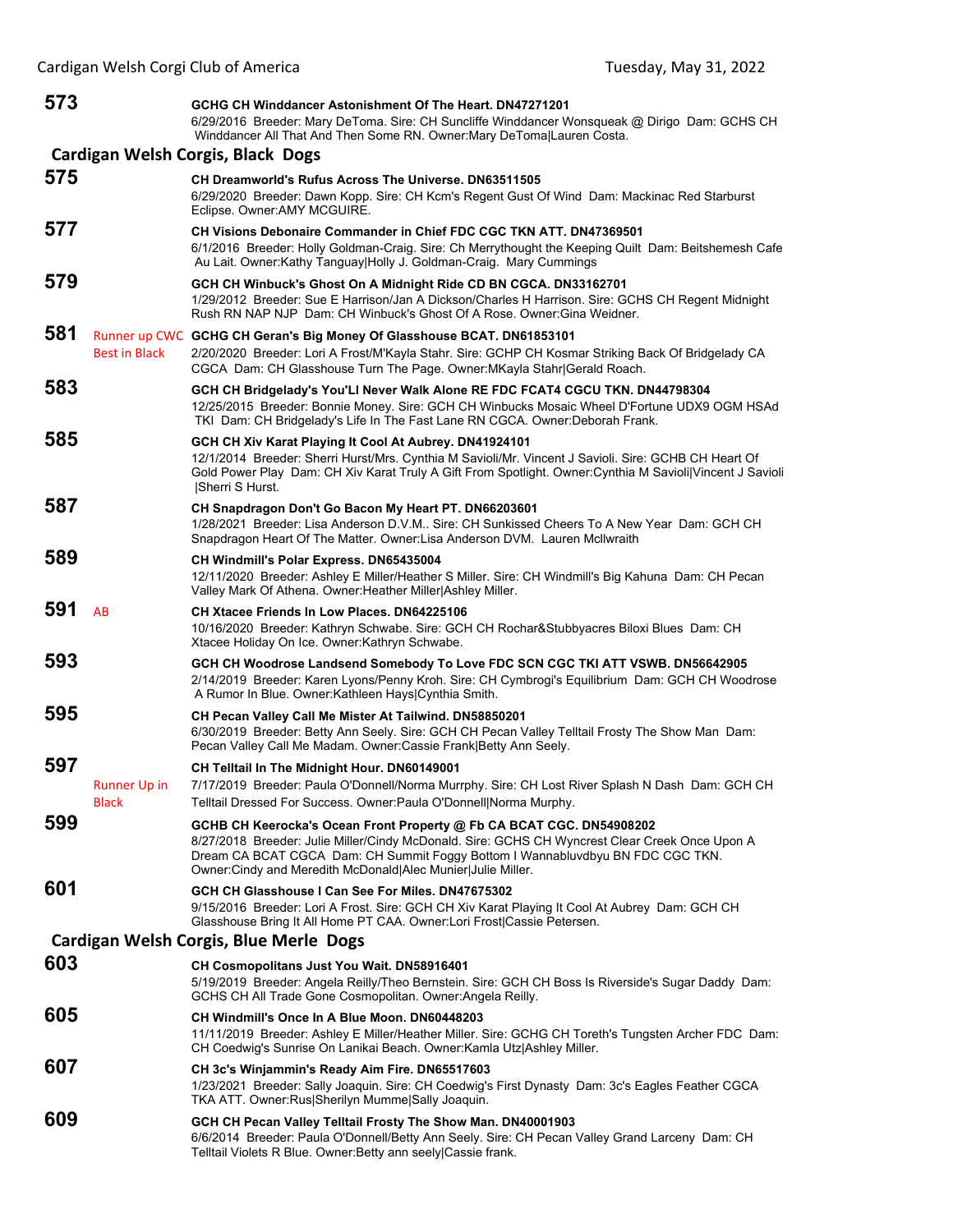**573** **GCHG CH Winddancer Astonishment Of The Heart. DN47271201**
6/29/2016 Breeder: Mary DeToma. Sire: CH Suncliffe Winddancer Wonsqueak @ Dirigo Dam: GCHS CH Winddancer All That And Then Some RN. Owner:Mary DeToma|Lauren Costa.

## Cardigan Welsh Corgis, Black Dogs

**575** **CH Dreamworld's Rufus Across The Universe. DN63511505**
6/29/2020 Breeder: Dawn Kopp. Sire: CH Kcm's Regent Gust Of Wind Dam: Mackinac Red Starburst Eclipse. Owner:AMY MCGUIRE.

**577** **CH Visions Debonaire Commander in Chief FDC CGC TKN ATT. DN47369501**
6/1/2016 Breeder: Holly Goldman-Craig. Sire: Ch Merrythought the Keeping Quilt Dam: Beitshemesh Cafe Au Lait. Owner:Kathy Tanguay|Holly J. Goldman-Craig. Mary Cummings

**579** **GCH CH Winbuck's Ghost On A Midnight Ride CD BN CGCA. DN33162701**
1/29/2012 Breeder: Sue E Harrison/Jan A Dickson/Charles H Harrison. Sire: GCHS CH Regent Midnight Rush RN NAP NJP Dam: CH Winbuck's Ghost Of A Rose. Owner:Gina Weidner.

**581** Runner up CWC Best in Black **GCHG CH Geran's Big Money Of Glasshouse BCAT. DN61853101**
2/20/2020 Breeder: Lori A Frost/M'Kayla Stahr. Sire: GCHP CH Kosmar Striking Back Of Bridgelady CA CGCA Dam: CH Glasshouse Turn The Page. Owner:MKayla Stahr|Gerald Roach.

**583** **GCH CH Bridgelady's You'Ll Never Walk Alone RE FDC FCAT4 CGCU TKN. DN44798304**
12/25/2015 Breeder: Bonnie Money. Sire: GCH CH Winbucks Mosaic Wheel D'Fortune UDX9 OGM HSAd TKI Dam: CH Bridgelady's Life In The Fast Lane RN CGCA. Owner:Deborah Frank.

**585** **GCH CH Xiv Karat Playing It Cool At Aubrey. DN41924101**
12/1/2014 Breeder: Sherri Hurst/Mrs. Cynthia M Savioli/Mr. Vincent J Savioli. Sire: GCHB CH Heart Of Gold Power Play Dam: CH Xiv Karat Truly A Gift From Spotlight. Owner:Cynthia M Savioli|Vincent J Savioli |Sherri S Hurst.

**587** **CH Snapdragon Don't Go Bacon My Heart PT. DN66203601**
1/28/2021 Breeder: Lisa Anderson D.V.M.. Sire: CH Sunkissed Cheers To A New Year Dam: GCH CH Snapdragon Heart Of The Matter. Owner:Lisa Anderson DVM. Lauren Mcllwraith

**589** **CH Windmill's Polar Express. DN65435004**
12/11/2020 Breeder: Ashley E Miller/Heather S Miller. Sire: CH Windmill's Big Kahuna Dam: CH Pecan Valley Mark Of Athena. Owner:Heather Miller|Ashley Miller.

**591** AB **CH Xtacee Friends In Low Places. DN64225106**
10/16/2020 Breeder: Kathryn Schwabe. Sire: GCH CH Rochar&Stubbyacres Biloxi Blues Dam: CH Xtacee Holiday On Ice. Owner:Kathryn Schwabe.

**593** **GCH CH Woodrose Landsend Somebody To Love FDC SCN CGC TKI ATT VSWB. DN56642905**
2/14/2019 Breeder: Karen Lyons/Penny Kroh. Sire: CH Cymbrogi's Equilibrium Dam: GCH CH Woodrose A Rumor In Blue. Owner:Kathleen Hays|Cynthia Smith.

**595** **CH Pecan Valley Call Me Mister At Tailwind. DN58850201**
6/30/2019 Breeder: Betty Ann Seely. Sire: GCH CH Pecan Valley Telltail Frosty The Show Man Dam: Pecan Valley Call Me Madam. Owner:Cassie Frank|Betty Ann Seely.

**597** Runner Up in Black **CH Telltail In The Midnight Hour. DN60149001**
7/17/2019 Breeder: Paula O'Donnell/Norma Murrphy. Sire: CH Lost River Splash N Dash Dam: GCH CH Telltail Dressed For Success. Owner:Paula O'Donnell|Norma Murphy.

**599** **GCHB CH Keerocka's Ocean Front Property @ Fb CA BCAT CGC. DN54908202**
8/27/2018 Breeder: Julie Miller/Cindy McDonald. Sire: GCHS CH Wyncrest Clear Creek Once Upon A Dream CA BCAT CGCA Dam: CH Summit Foggy Bottom I Wannabluvdbyu BN FDC CGC TKN. Owner:Cindy and Meredith McDonald|Alec Munier|Julie Miller.

**601** **GCH CH Glasshouse I Can See For Miles. DN47675302**
9/15/2016 Breeder: Lori A Frost. Sire: GCH CH Xiv Karat Playing It Cool At Aubrey Dam: GCH CH Glasshouse Bring It All Home PT CAA. Owner:Lori Frost|Cassie Petersen.

## Cardigan Welsh Corgis, Blue Merle Dogs

**603** **CH Cosmopolitans Just You Wait. DN58916401**
5/19/2019 Breeder: Angela Reilly/Theo Bernstein. Sire: GCH CH Boss Is Riverside's Sugar Daddy Dam: GCHS CH All Trade Gone Cosmopolitan. Owner:Angela Reilly.

**605** **CH Windmill's Once In A Blue Moon. DN60448203**
11/11/2019 Breeder: Ashley E Miller/Heather Miller. Sire: GCHG CH Toreth's Tungsten Archer FDC Dam: CH Coedwig's Sunrise On Lanikai Beach. Owner:Kamla Utz|Ashley Miller.

**607** **CH 3c's Winjammin's Ready Aim Fire. DN65517603**
1/23/2021 Breeder: Sally Joaquin. Sire: CH Coedwig's First Dynasty Dam: 3c's Eagles Feather CGCA TKA ATT. Owner:Rus|Sherilyn Mumme|Sally Joaquin.

**609** **GCH CH Pecan Valley Telltail Frosty The Show Man. DN40001903**
6/6/2014 Breeder: Paula O'Donnell/Betty Ann Seely. Sire: CH Pecan Valley Grand Larceny Dam: CH Telltail Violets R Blue. Owner:Betty ann seely|Cassie frank.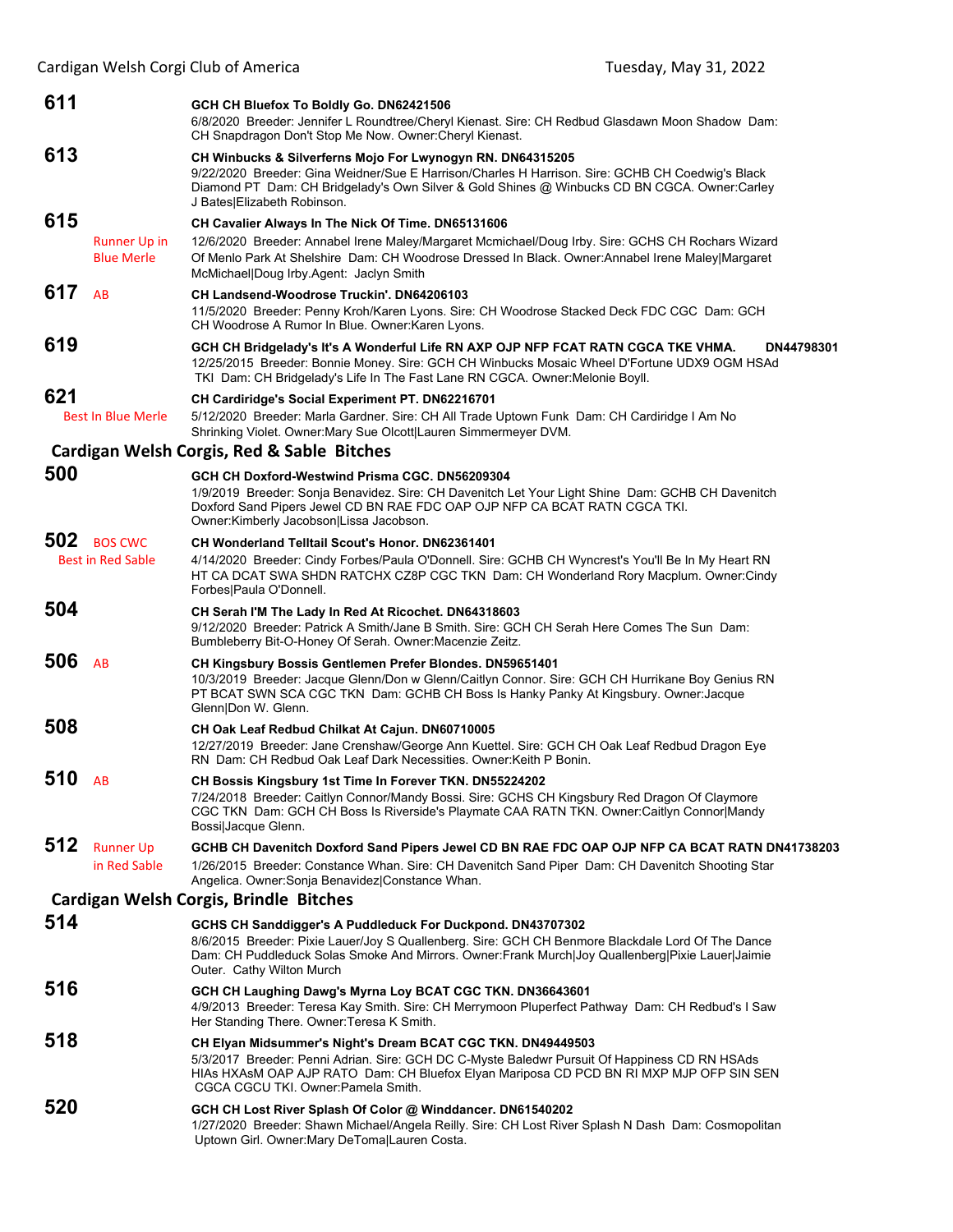**611** GCH CH Bluefox To Boldly Go. DN62421506
6/8/2020 Breeder: Jennifer L Roundtree/Cheryl Kienast. Sire: CH Redbud Glasdawn Moon Shadow Dam: CH Snapdragon Don't Stop Me Now. Owner:Cheryl Kienast.

**613** CH Winbucks & Silverferns Mojo For Lwynogyn RN. DN64315205
9/22/2020 Breeder: Gina Weidner/Sue E Harrison/Charles H Harrison. Sire: GCHB CH Coedwig's Black Diamond PT Dam: CH Bridgelady's Own Silver & Gold Shines @ Winbucks CD BN CGCA. Owner:Carley J Bates|Elizabeth Robinson.

**615** Runner Up in Blue Merle
CH Cavalier Always In The Nick Of Time. DN65131606
12/6/2020 Breeder: Annabel Irene Maley/Margaret Mcmichael/Doug Irby. Sire: GCHS CH Rochars Wizard Of Menlo Park At Shelshire Dam: CH Woodrose Dressed In Black. Owner:Annabel Irene Maley|Margaret McMichael|Doug Irby.Agent: Jaclyn Smith

**617** AB
CH Landsend-Woodrose Truckin'. DN64206103
11/5/2020 Breeder: Penny Kroh/Karen Lyons. Sire: CH Woodrose Stacked Deck FDC CGC Dam: GCH CH Woodrose A Rumor In Blue. Owner:Karen Lyons.

**619** GCH CH Bridgelady's It's A Wonderful Life RN AXP OJP NFP FCAT RATN CGCA TKE VHMA. DN44798301
12/25/2015 Breeder: Bonnie Money. Sire: GCH CH Winbucks Mosaic Wheel D'Fortune UDX9 OGM HSAd TKI Dam: CH Bridgelady's Life In The Fast Lane RN CGCA. Owner:Melonie Boyll.

**621** Best In Blue Merle
CH Cardiridge's Social Experiment PT. DN62216701
5/12/2020 Breeder: Marla Gardner. Sire: CH All Trade Uptown Funk Dam: CH Cardiridge I Am No Shrinking Violet. Owner:Mary Sue Olcott|Lauren Simmermeyer DVM.

## Cardigan Welsh Corgis, Red & Sable Bitches

**500** GCH CH Doxford-Westwind Prisma CGC. DN56209304
1/9/2019 Breeder: Sonja Benavidez. Sire: CH Davenitch Let Your Light Shine Dam: GCHB CH Davenitch Doxford Sand Pipers Jewel CD BN RAE FDC OAP OJP NFP CA BCAT RATN CGCA TKI. Owner:Kimberly Jacobson|Lissa Jacobson.

**502** BOS CWC
Best in Red Sable
CH Wonderland Telltail Scout's Honor. DN62361401
4/14/2020 Breeder: Cindy Forbes/Paula O'Donnell. Sire: GCHB CH Wyncrest's You'll Be In My Heart RN HT CA DCAT SWA SHDN RATCHX CZ8P CGC TKN Dam: CH Wonderland Rory Macplum. Owner:Cindy Forbes|Paula O'Donnell.

**504** CH Serah I'M The Lady In Red At Ricochet. DN64318603
9/12/2020 Breeder: Patrick A Smith/Jane B Smith. Sire: GCH CH Serah Here Comes The Sun Dam: Bumbleberry Bit-O-Honey Of Serah. Owner:Macenzie Zeitz.

**506** AB
CH Kingsbury Bossis Gentlemen Prefer Blondes. DN59651401
10/3/2019 Breeder: Jacque Glenn/Don w Glenn/Caitlyn Connor. Sire: GCH CH Hurrikane Boy Genius RN PT BCAT SWN SCA CGC TKN Dam: GCHB CH Boss Is Hanky Panky At Kingsbury. Owner:Jacque Glenn|Don W. Glenn.

**508** CH Oak Leaf Redbud Chilkat At Cajun. DN60710005
12/27/2019 Breeder: Jane Crenshaw/George Ann Kuettel. Sire: GCH CH Oak Leaf Redbud Dragon Eye RN Dam: CH Redbud Oak Leaf Dark Necessities. Owner:Keith P Bonin.

**510** AB
CH Bossis Kingsbury 1st Time In Forever TKN. DN55224202
7/24/2018 Breeder: Caitlyn Connor/Mandy Bossi. Sire: GCHS CH Kingsbury Red Dragon Of Claymore CGC TKN Dam: GCH CH Boss Is Riverside's Playmate CAA RATN TKN. Owner:Caitlyn Connor|Mandy Bossi|Jacque Glenn.

**512** Runner Up in Red Sable
GCHB CH Davenitch Doxford Sand Pipers Jewel CD BN RAE FDC OAP OJP NFP CA BCAT RATN DN41738203
1/26/2015 Breeder: Constance Whan. Sire: CH Davenitch Sand Piper Dam: CH Davenitch Shooting Star Angelica. Owner:Sonja Benavidez|Constance Whan.

## Cardigan Welsh Corgis, Brindle Bitches

**514** GCHS CH Sanddigger's A Puddleduck For Duckpond. DN43707302
8/6/2015 Breeder: Pixie Lauer/Joy S Quallenberg. Sire: GCH CH Benmore Blackdale Lord Of The Dance Dam: CH Puddleduck Solas Smoke And Mirrors. Owner:Frank Murch|Joy Quallenberg|Pixie Lauer|Jaimie Outer. Cathy Wilton Murch

**516** GCH CH Laughing Dawg's Myrna Loy BCAT CGC TKN. DN36643601
4/9/2013 Breeder: Teresa Kay Smith. Sire: CH Merrymoon Pluperfect Pathway Dam: CH Redbud's I Saw Her Standing There. Owner:Teresa K Smith.

**518** CH Elyan Midsummer's Night's Dream BCAT CGC TKN. DN49449503
5/3/2017 Breeder: Penni Adrian. Sire: GCH DC C-Myste Baledwr Pursuit Of Happiness CD RN HSAds HIAs HXAsM OAP AJP RATO Dam: CH Bluefox Elyan Mariposa CD PCD BN RI MXP MJP OFP SIN SEN CGCA CGCU TKI. Owner:Pamela Smith.

**520** GCH CH Lost River Splash Of Color @ Winddancer. DN61540202
1/27/2020 Breeder: Shawn Michael/Angela Reilly. Sire: CH Lost River Splash N Dash Dam: Cosmopolitan Uptown Girl. Owner:Mary DeToma|Lauren Costa.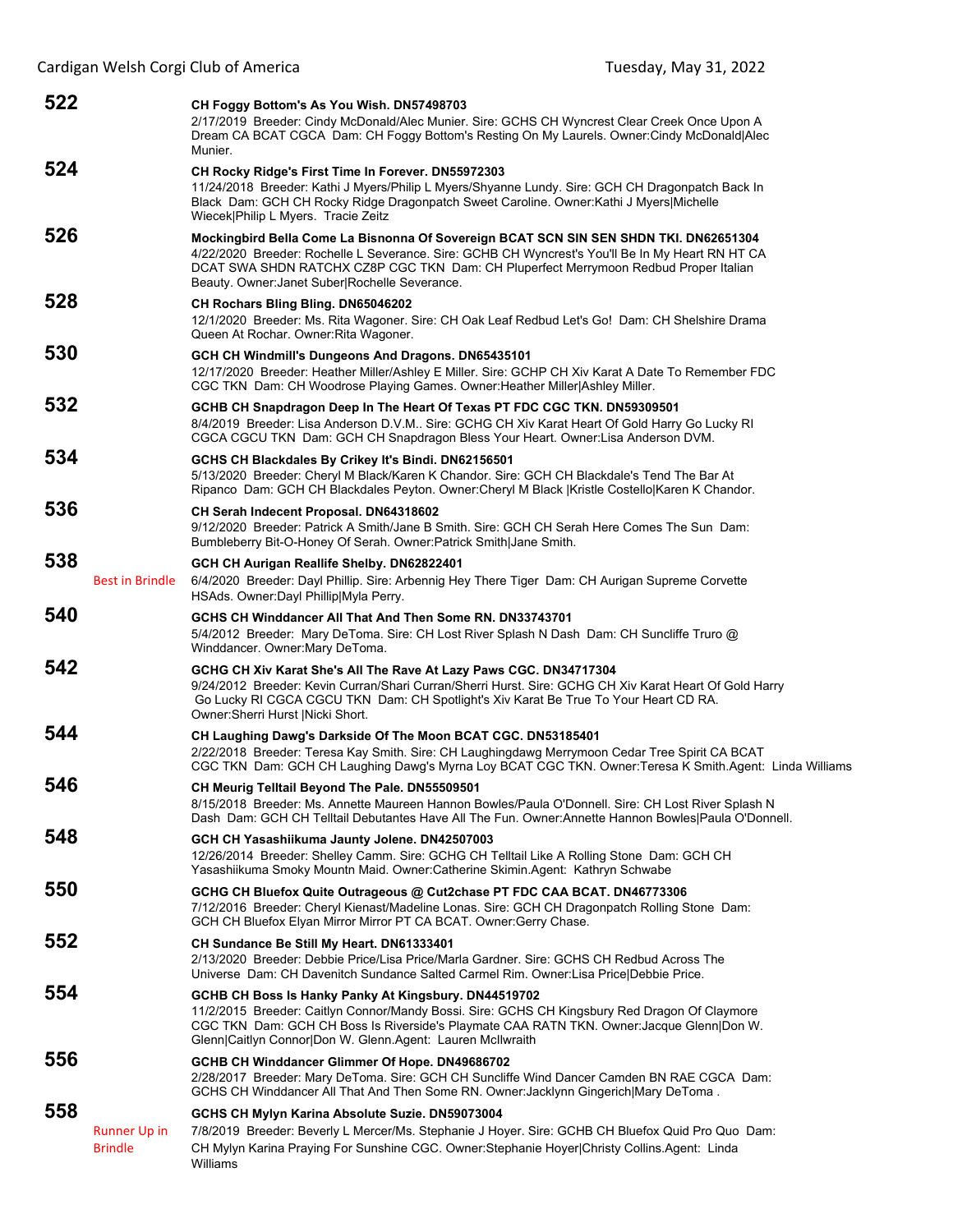**522**

**CH Foggy Bottom's As You Wish. DN57498703**
2/17/2019 Breeder: Cindy McDonald/Alec Munier. Sire: GCHS CH Wyncrest Clear Creek Once Upon A Dream CA BCAT CGCA Dam: CH Foggy Bottom's Resting On My Laurels. Owner:Cindy McDonald|Alec Munier.

**524**

**CH Rocky Ridge's First Time In Forever. DN55972303**
11/24/2018 Breeder: Kathi J Myers/Philip L Myers/Shyanne Lundy. Sire: GCH CH Dragonpatch Back In Black Dam: GCH CH Rocky Ridge Dragonpatch Sweet Caroline. Owner:Kathi J Myers|Michelle Wiecek|Philip L Myers. Tracie Zeitz

**526**

**Mockingbird Bella Come La Bisnonna Of Sovereign BCAT SCN SIN SEN SHDN TKI. DN62651304**
4/22/2020 Breeder: Rochelle L Severance. Sire: GCHB CH Wyncrest's You'll Be In My Heart RN HT CA DCAT SWA SHDN RATCHX CZ8P CGC TKN Dam: CH Pluperfect Merrymoon Redbud Proper Italian Beauty. Owner:Janet Suber|Rochelle Severance.

**528**

**CH Rochars Bling Bling. DN65046202**
12/1/2020 Breeder: Ms. Rita Wagoner. Sire: CH Oak Leaf Redbud Let's Go! Dam: CH Shelshire Drama Queen At Rochar. Owner:Rita Wagoner.

**530**

**GCH CH Windmill's Dungeons And Dragons. DN65435101**
12/17/2020 Breeder: Heather Miller/Ashley E Miller. Sire: GCHP CH Xiv Karat A Date To Remember FDC CGC TKN Dam: CH Woodrose Playing Games. Owner:Heather Miller|Ashley Miller.

**532**

**GCHB CH Snapdragon Deep In The Heart Of Texas PT FDC CGC TKN. DN59309501**
8/4/2019 Breeder: Lisa Anderson D.V.M.. Sire: GCHG CH Xiv Karat Heart Of Gold Harry Go Lucky RI CGCA CGCU TKN Dam: GCH CH Snapdragon Bless Your Heart. Owner:Lisa Anderson DVM.

**534**

**GCHS CH Blackdales By Crikey It's Bindi. DN62156501**
5/13/2020 Breeder: Cheryl M Black/Karen K Chandor. Sire: GCH CH Blackdale's Tend The Bar At Ripanco Dam: GCH CH Blackdales Peyton. Owner:Cheryl M Black |Kristle Costello|Karen K Chandor.

**536**

**CH Serah Indecent Proposal. DN64318602**
9/12/2020 Breeder: Patrick A Smith/Jane B Smith. Sire: GCH CH Serah Here Comes The Sun Dam: Bumbleberry Bit-O-Honey Of Serah. Owner:Patrick Smith|Jane Smith.

**538**

Best in Brindle

**GCH CH Aurigan Reallife Shelby. DN62822401**
6/4/2020 Breeder: Dayl Phillip. Sire: Arbennig Hey There Tiger Dam: CH Aurigan Supreme Corvette HSAds. Owner:Dayl Phillip|Myla Perry.

**540**

**GCHS CH Winddancer All That And Then Some RN. DN33743701**
5/4/2012 Breeder: Mary DeToma. Sire: CH Lost River Splash N Dash Dam: CH Suncliffe Truro @ Winddancer. Owner:Mary DeToma.

**542**

**GCHG CH Xiv Karat She's All The Rave At Lazy Paws CGC. DN34717304**
9/24/2012 Breeder: Kevin Curran/Shari Curran/Sherri Hurst. Sire: GCHG CH Xiv Karat Heart Of Gold Harry Go Lucky RI CGCA CGCU TKN Dam: CH Spotlight's Xiv Karat Be True To Your Heart CD RA. Owner:Sherri Hurst |Nicki Short.

**544**

**CH Laughing Dawg's Darkside Of The Moon BCAT CGC. DN53185401**
2/22/2018 Breeder: Teresa Kay Smith. Sire: CH Laughingdawg Merrymoon Cedar Tree Spirit CA BCAT CGC TKN Dam: GCH CH Laughing Dawg's Myrna Loy BCAT CGC TKN. Owner:Teresa K Smith.Agent: Linda Williams

**546**

**CH Meurig Telltail Beyond The Pale. DN55509501**
8/15/2018 Breeder: Ms. Annette Maureen Hannon Bowles/Paula O'Donnell. Sire: CH Lost River Splash N Dash Dam: GCH CH Telltail Debutantes Have All The Fun. Owner:Annette Hannon Bowles|Paula O'Donnell.

**548**

**GCH CH Yasashiikuma Jaunty Jolene. DN42507003**
12/26/2014 Breeder: Shelley Camm. Sire: GCHG CH Telltail Like A Rolling Stone Dam: GCH CH Yasashiikuma Smoky Mountn Maid. Owner:Catherine Skimin.Agent: Kathryn Schwabe

**550**

**GCHG CH Bluefox Quite Outrageous @ Cut2chase PT FDC CAA BCAT. DN46773306**
7/12/2016 Breeder: Cheryl Kienast/Madeline Lonas. Sire: GCH CH Dragonpatch Rolling Stone Dam: GCH CH Bluefox Elyan Mirror Mirror PT CA BCAT. Owner:Gerry Chase.

**552**

**CH Sundance Be Still My Heart. DN61333401**
2/13/2020 Breeder: Debbie Price/Lisa Price/Marla Gardner. Sire: GCHS CH Redbud Across The Universe Dam: CH Davenitch Sundance Salted Carmel Rim. Owner:Lisa Price|Debbie Price.

**554**

**GCHB CH Boss Is Hanky Panky At Kingsbury. DN44519702**
11/2/2015 Breeder: Caitlyn Connor/Mandy Bossi. Sire: GCHS CH Kingsbury Red Dragon Of Claymore CGC TKN Dam: GCH CH Boss Is Riverside's Playmate CAA RATN TKN. Owner:Jacque Glenn|Don W. Glenn|Caitlyn Connor|Don W. Glenn.Agent: Lauren McIlwraith

**556**

**GCHB CH Winddancer Glimmer Of Hope. DN49686702**
2/28/2017 Breeder: Mary DeToma. Sire: GCH CH Suncliffe Wind Dancer Camden BN RAE CGCA Dam: GCHS CH Winddancer All That And Then Some RN. Owner:Jacklynn Gingerich|Mary DeToma .

**558**

Runner Up in Brindle

**GCHS CH Mylyn Karina Absolute Suzie. DN59073004**
7/8/2019 Breeder: Beverly L Mercer/Ms. Stephanie J Hoyer. Sire: GCHB CH Bluefox Quid Pro Quo Dam: CH Mylyn Karina Praying For Sunshine CGC. Owner:Stephanie Hoyer|Christy Collins.Agent: Linda Williams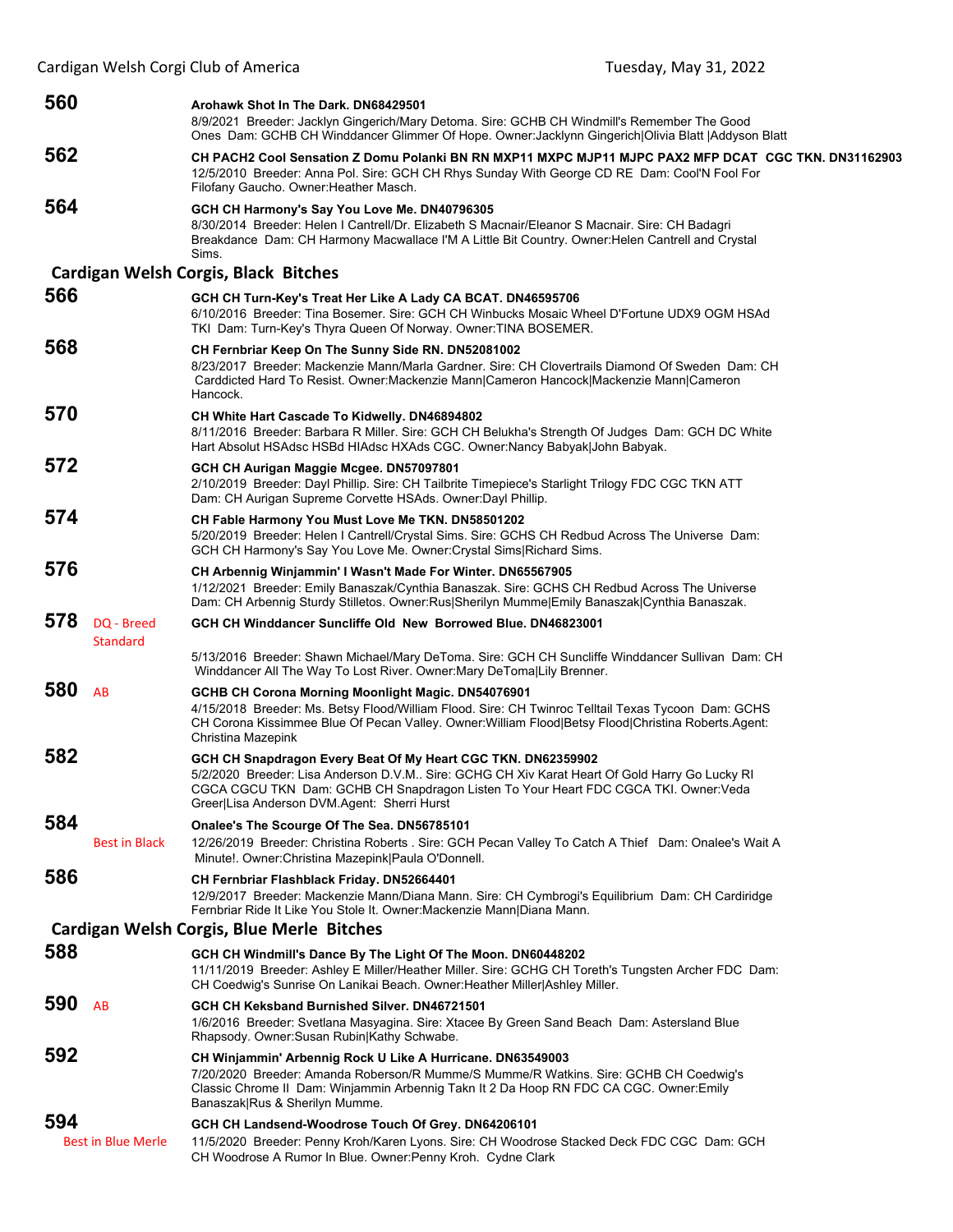**560** **Arohawk Shot In The Dark. DN68429501**
8/9/2021 Breeder: Jacklyn Gingerich/Mary Detoma. Sire: GCHB CH Windmill's Remember The Good Ones Dam: GCHB CH Winddancer Glimmer Of Hope. Owner:Jacklynn Gingerich|Olivia Blatt |Addyson Blatt

**562** **CH PACH2 Cool Sensation Z Domu Polanki BN RN MXP11 MXPC MJP11 MJPC PAX2 MFP DCAT CGC TKN. DN31162903**
12/5/2010 Breeder: Anna Pol. Sire: GCH CH Rhys Sunday With George CD RE Dam: Cool'N Fool For Filofany Gaucho. Owner:Heather Masch.

**564** **GCH CH Harmony's Say You Love Me. DN40796305**
8/30/2014 Breeder: Helen I Cantrell/Dr. Elizabeth S Macnair/Eleanor S Macnair. Sire: CH Badagri Breakdance Dam: CH Harmony Macwallace I'M A Little Bit Country. Owner:Helen Cantrell and Crystal Sims.

## Cardigan Welsh Corgis, Black Bitches

**566** **GCH CH Turn-Key's Treat Her Like A Lady CA BCAT. DN46595706**
6/10/2016 Breeder: Tina Bosemer. Sire: GCH CH Winbucks Mosaic Wheel D'Fortune UDX9 OGM HSAd TKI Dam: Turn-Key's Thyra Queen Of Norway. Owner:TINA BOSEMER.

**568** **CH Fernbriar Keep On The Sunny Side RN. DN52081002**
8/23/2017 Breeder: Mackenzie Mann/Marla Gardner. Sire: CH Clovertrails Diamond Of Sweden Dam: CH Carddicted Hard To Resist. Owner:Mackenzie Mann|Cameron Hancock|Mackenzie Mann|Cameron Hancock.

**570** **CH White Hart Cascade To Kidwelly. DN46894802**
8/11/2016 Breeder: Barbara R Miller. Sire: GCH CH Belukha's Strength Of Judges Dam: GCH DC White Hart Absolut HSAdsc HSBd HIAdsc HXAds CGC. Owner:Nancy Babyak|John Babyak.

**572** **GCH CH Aurigan Maggie Mcgee. DN57097801**
2/10/2019 Breeder: Dayl Phillip. Sire: CH Tailbrite Timepiece's Starlight Trilogy FDC CGC TKN ATT Dam: CH Aurigan Supreme Corvette HSAds. Owner:Dayl Phillip.

**574** **CH Fable Harmony You Must Love Me TKN. DN58501202**
5/20/2019 Breeder: Helen I Cantrell/Crystal Sims. Sire: GCHS CH Redbud Across The Universe Dam: GCH CH Harmony's Say You Love Me. Owner:Crystal Sims|Richard Sims.

**576** **CH Arbennig Winjammin' I Wasn't Made For Winter. DN65567905**
1/12/2021 Breeder: Emily Banaszak/Cynthia Banaszak. Sire: GCHS CH Redbud Across The Universe Dam: CH Arbennig Sturdy Stilletos. Owner:Rus|Sherilyn Mumme|Emily Banaszak|Cynthia Banaszak.

**578** DQ - Breed Standard **GCH CH Winddancer Suncliffe Old New Borrowed Blue. DN46823001**
5/13/2016 Breeder: Shawn Michael/Mary DeToma. Sire: GCH CH Suncliffe Winddancer Sullivan Dam: CH Winddancer All The Way To Lost River. Owner:Mary DeToma|Lily Brenner.

**580** AB **GCHB CH Corona Morning Moonlight Magic. DN54076901**
4/15/2018 Breeder: Ms. Betsy Flood/William Flood. Sire: CH Twinroc Telltail Texas Tycoon Dam: GCHS CH Corona Kissimmee Blue Of Pecan Valley. Owner:William Flood|Betsy Flood|Christina Roberts.Agent: Christina Mazepink

**582** **GCH CH Snapdragon Every Beat Of My Heart CGC TKN. DN62359902**
5/2/2020 Breeder: Lisa Anderson D.V.M.. Sire: GCHG CH Xiv Karat Heart Of Gold Harry Go Lucky RI CGCA CGCU TKN Dam: GCHB CH Snapdragon Listen To Your Heart FDC CGCA TKI. Owner:Veda Greer|Lisa Anderson DVM.Agent: Sherri Hurst

**584** Best in Black **Onalee's The Scourge Of The Sea. DN56785101**
12/26/2019 Breeder: Christina Roberts . Sire: GCH Pecan Valley To Catch A Thief Dam: Onalee's Wait A Minute!. Owner:Christina Mazepink|Paula O'Donnell.

**586** **CH Fernbriar Flashblack Friday. DN52664401**
12/9/2017 Breeder: Mackenzie Mann/Diana Mann. Sire: CH Cymbrogi's Equilibrium Dam: CH Cardiridge Fernbriar Ride It Like You Stole It. Owner:Mackenzie Mann|Diana Mann.

## Cardigan Welsh Corgis, Blue Merle Bitches

**588** **GCH CH Windmill's Dance By The Light Of The Moon. DN60448202**
11/11/2019 Breeder: Ashley E Miller/Heather Miller. Sire: GCHG CH Toreth's Tungsten Archer FDC Dam: CH Coedwig's Sunrise On Lanikai Beach. Owner:Heather Miller|Ashley Miller.

**590** AB **GCH CH Keksband Burnished Silver. DN46721501**
1/6/2016 Breeder: Svetlana Masyagina. Sire: Xtacee By Green Sand Beach Dam: Astersland Blue Rhapsody. Owner:Susan Rubin|Kathy Schwabe.

**592** **CH Winjammin' Arbennig Rock U Like A Hurricane. DN63549003**
7/20/2020 Breeder: Amanda Roberson/R Mumme/S Mumme/R Watkins. Sire: GCHB CH Coedwig's Classic Chrome II Dam: Winjammin Arbennig Takn It 2 Da Hoop RN FDC CA CGC. Owner:Emily Banaszak|Rus & Sherilyn Mumme.

**594** Best in Blue Merle **GCH CH Landsend-Woodrose Touch Of Grey. DN64206101**
11/5/2020 Breeder: Penny Kroh/Karen Lyons. Sire: CH Woodrose Stacked Deck FDC CGC Dam: GCH CH Woodrose A Rumor In Blue. Owner:Penny Kroh. Cydne Clark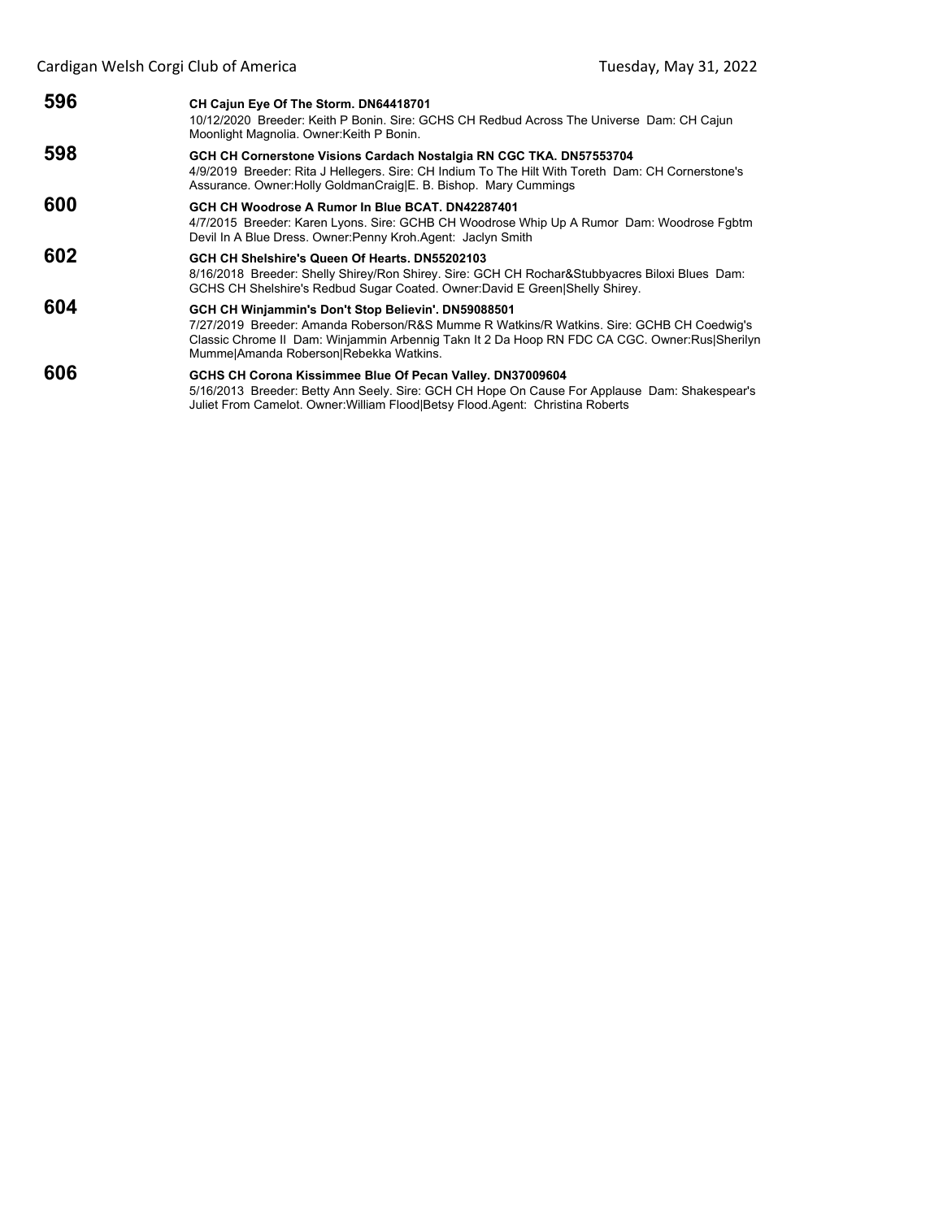**596** **CH Cajun Eye Of The Storm. DN64418701**
10/12/2020 Breeder: Keith P Bonin. Sire: GCHS CH Redbud Across The Universe Dam: CH Cajun Moonlight Magnolia. Owner:Keith P Bonin.

**598** **GCH CH Cornerstone Visions Cardach Nostalgia RN CGC TKA. DN57553704**
4/9/2019 Breeder: Rita J Hellegers. Sire: CH Indium To The Hilt With Toreth Dam: CH Cornerstone's Assurance. Owner:Holly GoldmanCraig|E. B. Bishop. Mary Cummings

**600** **GCH CH Woodrose A Rumor In Blue BCAT. DN42287401**
4/7/2015 Breeder: Karen Lyons. Sire: GCHB CH Woodrose Whip Up A Rumor Dam: Woodrose Fgbtm Devil In A Blue Dress. Owner:Penny Kroh.Agent: Jaclyn Smith

**602** **GCH CH Shelshire's Queen Of Hearts. DN55202103**
8/16/2018 Breeder: Shelly Shirey/Ron Shirey. Sire: GCH CH Rochar&Stubbyacres Biloxi Blues Dam: GCHS CH Shelshire's Redbud Sugar Coated. Owner:David E Green|Shelly Shirey.

**604** **GCH CH Winjammin's Don't Stop Believin'. DN59088501**
7/27/2019 Breeder: Amanda Roberson/R&S Mumme R Watkins/R Watkins. Sire: GCHB CH Coedwig's Classic Chrome II Dam: Winjammin Arbennig Takn It 2 Da Hoop RN FDC CA CGC. Owner:Rus|Sherilyn Mumme|Amanda Roberson|Rebekka Watkins.

**606** **GCHS CH Corona Kissimmee Blue Of Pecan Valley. DN37009604**
5/16/2013 Breeder: Betty Ann Seely. Sire: GCH CH Hope On Cause For Applause Dam: Shakespear's Juliet From Camelot. Owner:William Flood|Betsy Flood.Agent: Christina Roberts